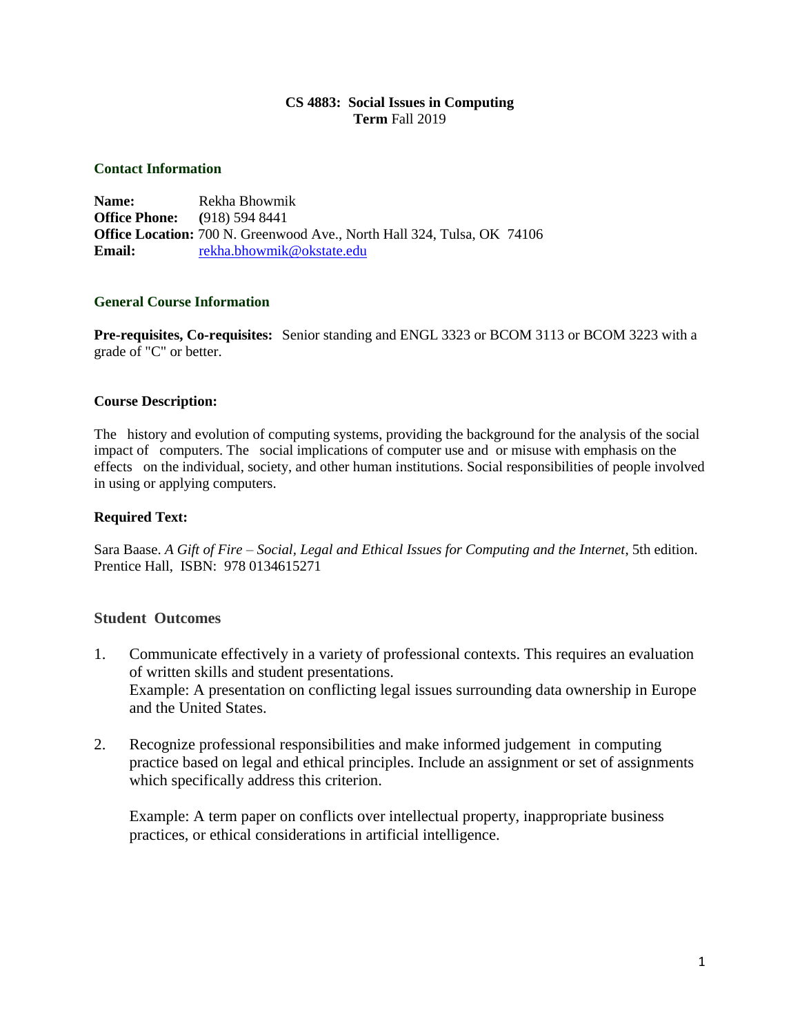# CS 4883: Social Issues in Computing
**Term** Fall 2019

## Contact Information

**Name:** Rekha Bhowmik
**Office Phone:** (918) 594 8441
**Office Location:** 700 N. Greenwood Ave., North Hall 324, Tulsa, OK 74106
**Email:** rekha.bhowmik@okstate.edu

## General Course Information

**Pre-requisites, Co-requisites:** Senior standing and ENGL 3323 or BCOM 3113 or BCOM 3223 with a grade of "C" or better.

### Course Description:

The history and evolution of computing systems, providing the background for the analysis of the social impact of computers. The social implications of computer use and or misuse with emphasis on the effects on the individual, society, and other human institutions. Social responsibilities of people involved in using or applying computers.

### Required Text:

Sara Baase. *A Gift of Fire – Social, Legal and Ethical Issues for Computing and the Internet*, 5th edition. Prentice Hall, ISBN: 978 0134615271

## Student Outcomes

1. Communicate effectively in a variety of professional contexts. This requires an evaluation of written skills and student presentations.
   Example: A presentation on conflicting legal issues surrounding data ownership in Europe and the United States.

2. Recognize professional responsibilities and make informed judgement in computing practice based on legal and ethical principles. Include an assignment or set of assignments which specifically address this criterion.

   Example: A term paper on conflicts over intellectual property, inappropriate business practices, or ethical considerations in artificial intelligence.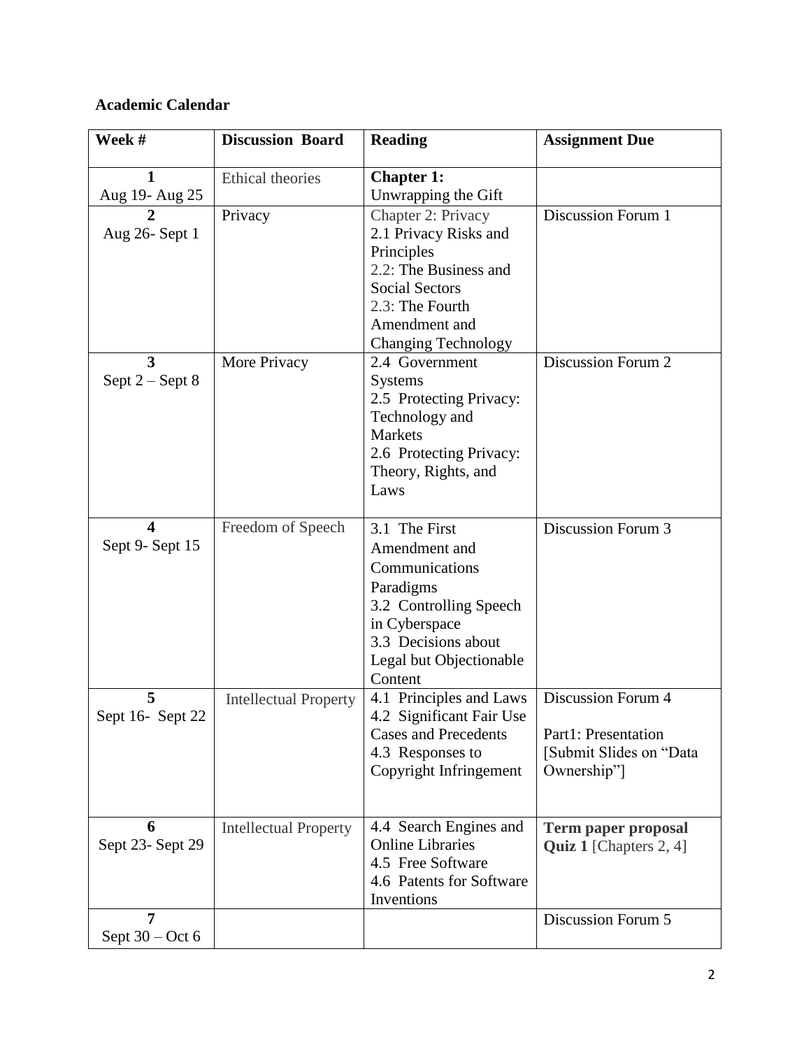**Academic Calendar**

| Week # | Discussion Board | Reading | Assignment Due |
|---|---|---|---|
| **1**<br>Aug 19- Aug 25 | Ethical theories | **Chapter 1:**<br>Unwrapping the Gift | |
| **2**<br>Aug 26- Sept 1 | Privacy | Chapter 2: Privacy<br>2.1 Privacy Risks and Principles<br>2.2: The Business and Social Sectors<br>2.3: The Fourth Amendment and Changing Technology | Discussion Forum 1 |
| **3**<br>Sept 2 – Sept 8 | More Privacy | 2.4 Government Systems<br>2.5 Protecting Privacy: Technology and Markets<br>2.6 Protecting Privacy: Theory, Rights, and Laws | Discussion Forum 2 |
| **4**<br>Sept 9- Sept 15 | Freedom of Speech | 3.1 The First Amendment and Communications Paradigms<br>3.2 Controlling Speech in Cyberspace<br>3.3 Decisions about Legal but Objectionable Content | Discussion Forum 3 |
| **5**<br>Sept 16- Sept 22 | Intellectual Property | 4.1 Principles and Laws<br>4.2 Significant Fair Use Cases and Precedents<br>4.3 Responses to Copyright Infringement | Discussion Forum 4<br>Part1: Presentation [Submit Slides on "Data Ownership"] |
| **6**<br>Sept 23- Sept 29 | Intellectual Property | 4.4 Search Engines and Online Libraries<br>4.5 Free Software<br>4.6 Patents for Software Inventions | **Term paper proposal**<br>**Quiz 1** [Chapters 2, 4] |
| **7**<br>Sept 30 – Oct 6 | | | Discussion Forum 5 |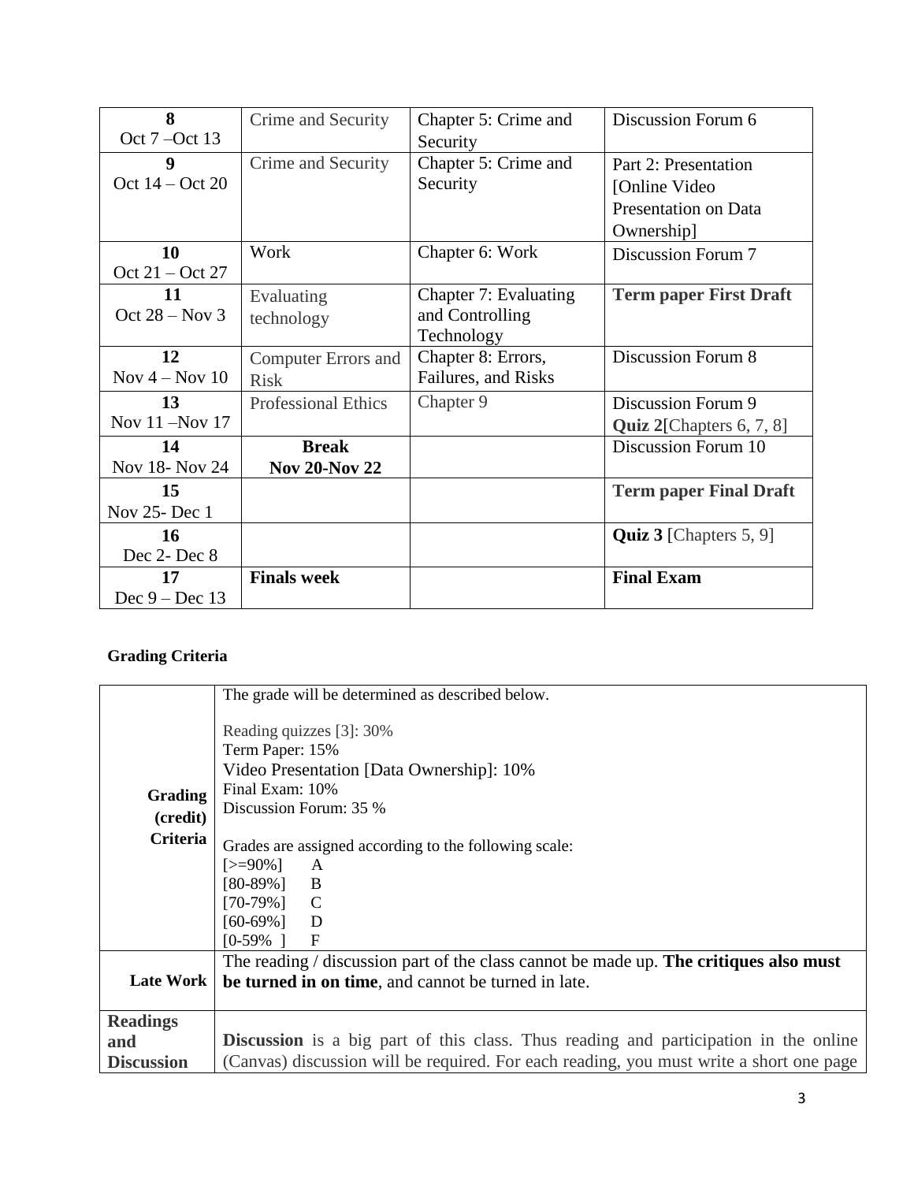| **8**<br>Oct 7 –Oct 13 | Crime and Security | Chapter 5: Crime and Security | Discussion Forum 6 |
|---|---|---|---|
| **9**<br>Oct 14 – Oct 20 | Crime and Security | Chapter 5: Crime and Security | Part 2: Presentation [Online Video Presentation on Data Ownership] |
| **10**<br>Oct 21 – Oct 27 | Work | Chapter 6: Work | Discussion Forum 7 |
| **11**<br>Oct 28 – Nov 3 | Evaluating technology | Chapter 7: Evaluating and Controlling Technology | **Term paper First Draft** |
| **12**<br>Nov 4 – Nov 10 | Computer Errors and Risk | Chapter 8: Errors, Failures, and Risks | Discussion Forum 8 |
| **13**<br>Nov 11 –Nov 17 | Professional Ethics | Chapter 9 | Discussion Forum 9<br>**Quiz 2**[Chapters 6, 7, 8] |
| **14**<br>Nov 18- Nov 24 | **Break**<br>**Nov 20-Nov 22** | | Discussion Forum 10 |
| **15**<br>Nov 25- Dec 1 | | | **Term paper Final Draft** |
| **16**<br>Dec 2- Dec 8 | | | **Quiz 3** [Chapters 5, 9] |
| **17**<br>Dec 9 – Dec 13 | **Finals week** | | **Final Exam** |

**Grading Criteria**

| | |
|---|---|
| **Grading (credit) Criteria** | The grade will be determined as described below.<br><br>Reading quizzes [3]: 30%<br>Term Paper: 15%<br>Video Presentation [Data Ownership]: 10%<br>Final Exam: 10%<br>Discussion Forum: 35 %<br><br>Grades are assigned according to the following scale:<br>[>=90%] A<br>[80-89%] B<br>[70-79%] C<br>[60-69%] D<br>[0-59% ] F |
| **Late Work** | The reading / discussion part of the class cannot be made up. **The critiques also must be turned in on time**, and cannot be turned in late. |
| **Readings and Discussion** | **Discussion** is a big part of this class. Thus reading and participation in the online (Canvas) discussion will be required. For each reading, you must write a short one page |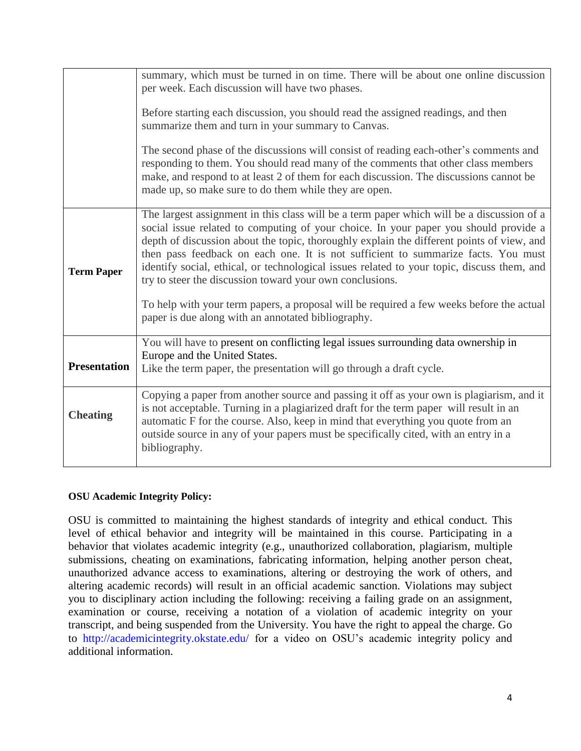| | |
|---|---|
| | summary, which must be turned in on time. There will be about one online discussion per week. Each discussion will have two phases.<br><br>Before starting each discussion, you should read the assigned readings, and then summarize them and turn in your summary to Canvas.<br><br>The second phase of the discussions will consist of reading each-other's comments and responding to them. You should read many of the comments that other class members make, and respond to at least 2 of them for each discussion. The discussions cannot be made up, so make sure to do them while they are open. |
| **Term Paper** | The largest assignment in this class will be a term paper which will be a discussion of a social issue related to computing of your choice. In your paper you should provide a depth of discussion about the topic, thoroughly explain the different points of view, and then pass feedback on each one. It is not sufficient to summarize facts. You must identify social, ethical, or technological issues related to your topic, discuss them, and try to steer the discussion toward your own conclusions.<br><br>To help with your term papers, a proposal will be required a few weeks before the actual paper is due along with an annotated bibliography. |
| **Presentation** | You will have to present on conflicting legal issues surrounding data ownership in Europe and the United States.<br>Like the term paper, the presentation will go through a draft cycle. |
| **Cheating** | Copying a paper from another source and passing it off as your own is plagiarism, and it is not acceptable. Turning in a plagiarized draft for the term paper will result in an automatic F for the course. Also, keep in mind that everything you quote from an outside source in any of your papers must be specifically cited, with an entry in a bibliography. |

**OSU Academic Integrity Policy:**

OSU is committed to maintaining the highest standards of integrity and ethical conduct. This level of ethical behavior and integrity will be maintained in this course. Participating in a behavior that violates academic integrity (e.g., unauthorized collaboration, plagiarism, multiple submissions, cheating on examinations, fabricating information, helping another person cheat, unauthorized advance access to examinations, altering or destroying the work of others, and altering academic records) will result in an official academic sanction. Violations may subject you to disciplinary action including the following: receiving a failing grade on an assignment, examination or course, receiving a notation of a violation of academic integrity on your transcript, and being suspended from the University. You have the right to appeal the charge. Go to http://academicintegrity.okstate.edu/ for a video on OSU's academic integrity policy and additional information.